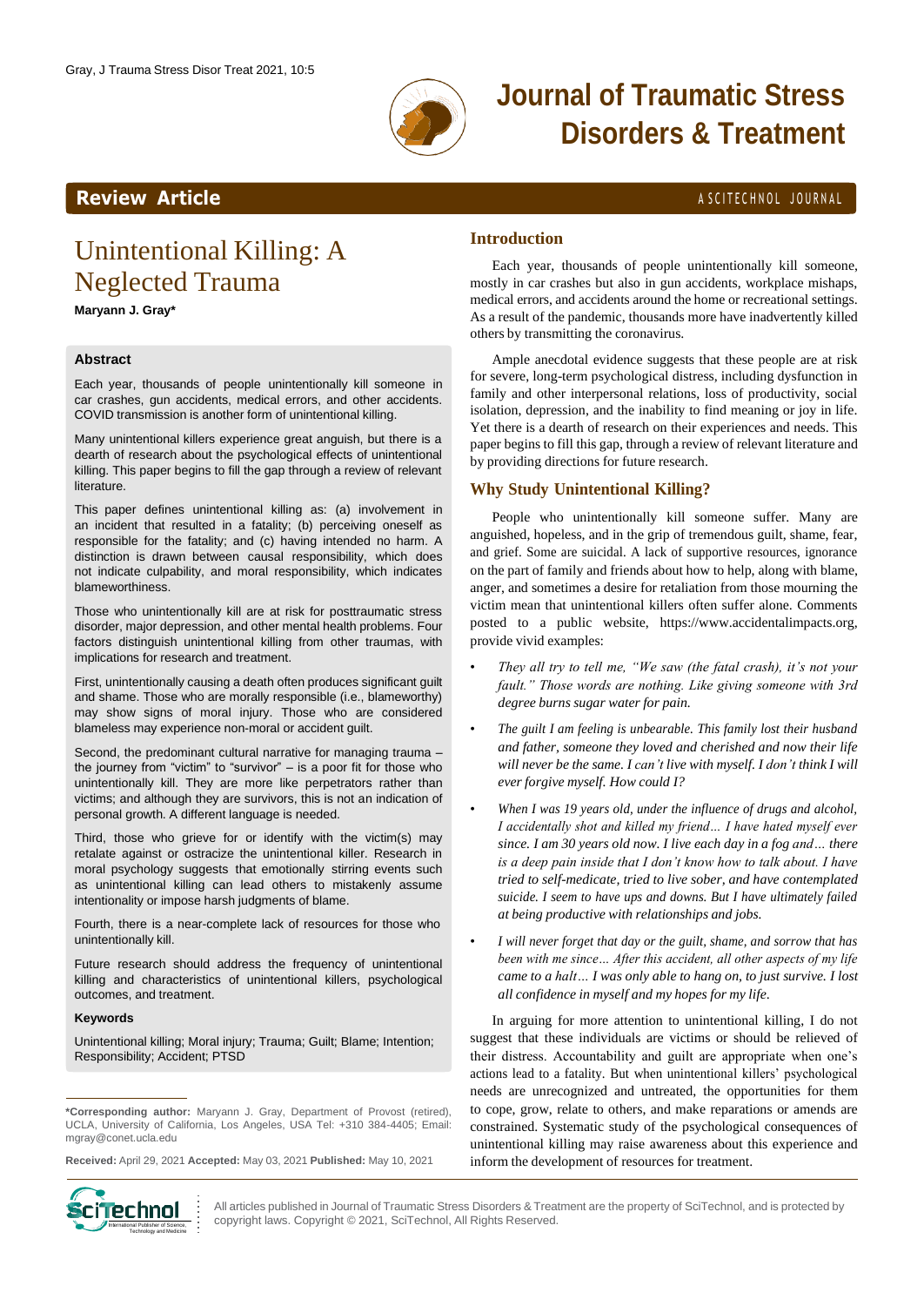Review Article

# Unintentional Killing: A Neglected Trauma

**Maryann J. Gray***

### Abstract

Each year, thousands of people unintentionally kill someone in car crashes, gun accidents, medical errors, and other accidents. COVID transmission is another form of unintentional killing.

Many unintentional killers experience great anguish, but there is a dearth of research about the psychological effects of unintentional killing. This paper begins to fill the gap through a review of relevant literature.

This paper defines unintentional killing as: (a) involvement in an incident that resulted in a fatality; (b) perceiving oneself as responsible for the fatality; and (c) having intended no harm. A distinction is drawn between causal responsibility, which does not indicate culpability, and moral responsibility, which indicates blameworthiness.

Those who unintentionally kill are at risk for posttraumatic stress disorder, major depression, and other mental health problems. Four factors distinguish unintentional killing from other traumas, with implications for research and treatment.

First, unintentionally causing a death often produces significant guilt and shame. Those who are morally responsible (i.e., blameworthy) may show signs of moral injury. Those who are considered blameless may experience non-moral or accident guilt.

Second, the predominant cultural narrative for managing trauma – the journey from "victim" to "survivor" – is a poor fit for those who unintentionally kill. They are more like perpetrators rather than victims; and although they are survivors, this is not an indication of personal growth. A different language is needed.

Third, those who grieve for or identify with the victim(s) may retaliate against or ostracize the unintentional killer. Research in moral psychology suggests that emotionally stirring events such as unintentional killing can lead others to mistakenly assume intentionality or impose harsh judgments of blame.

Fourth, there is a near-complete lack of resources for those who unintentionally kill.

Future research should address the frequency of unintentional killing and characteristics of unintentional killers, psychological outcomes, and treatment.

#### Keywords

Unintentional killing; Moral injury; Trauma; Guilt; Blame; Intention; Responsibility; Accident; PTSD

**\*Corresponding author:** Maryann J. Gray, Department of Provost (retired), UCLA, University of California, Los Angeles, USA Tel: +310 384-4405; Email: mgray@conet.ucla.edu

**Received:** April 29, 2021 **Accepted:** May 03, 2021 **Published:** May 10, 2021

## Introduction

Each year, thousands of people unintentionally kill someone, mostly in car crashes but also in gun accidents, workplace mishaps, medical errors, and accidents around the home or recreational settings. As a result of the pandemic, thousands more have inadvertently killed others by transmitting the coronavirus.

Ample anecdotal evidence suggests that these people are at risk for severe, long-term psychological distress, including dysfunction in family and other interpersonal relations, loss of productivity, social isolation, depression, and the inability to find meaning or joy in life. Yet there is a dearth of research on their experiences and needs. This paper begins to fill this gap, through a review of relevant literature and by providing directions for future research.

## Why Study Unintentional Killing?

People who unintentionally kill someone suffer. Many are anguished, hopeless, and in the grip of tremendous guilt, shame, fear, and grief. Some are suicidal. A lack of supportive resources, ignorance on the part of family and friends about how to help, along with blame, anger, and sometimes a desire for retaliation from those mourning the victim mean that unintentional killers often suffer alone. Comments posted to a public website, https://www.accidentalimpacts.org, provide vivid examples:

- *They all try to tell me, "We saw (the fatal crash), it's not your fault." Those words are nothing. Like giving someone with 3rd degree burns sugar water for pain.*
- *The guilt I am feeling is unbearable. This family lost their husband and father, someone they loved and cherished and now their life will never be the same. I can't live with myself. I don't think I will ever forgive myself. How could I?*
- *When I was 19 years old, under the influence of drugs and alcohol, I accidentally shot and killed my friend… I have hated myself ever since. I am 30 years old now. I live each day in a fog and… there is a deep pain inside that I don't know how to talk about. I have tried to self-medicate, tried to live sober, and have contemplated suicide. I seem to have ups and downs. But I have ultimately failed at being productive with relationships and jobs.*
- *I will never forget that day or the guilt, shame, and sorrow that has been with me since… After this accident, all other aspects of my life came to a halt… I was only able to hang on, to just survive. I lost all confidence in myself and my hopes for my life.*

In arguing for more attention to unintentional killing, I do not suggest that these individuals are victims or should be relieved of their distress. Accountability and guilt are appropriate when one's actions lead to a fatality. But when unintentional killers' psychological needs are unrecognized and untreated, the opportunities for them to cope, grow, relate to others, and make reparations or amends are constrained. Systematic study of the psychological consequences of unintentional killing may raise awareness about this experience and inform the development of resources for treatment.

All articles published in Journal of Traumatic Stress Disorders & Treatment are the property of SciTechnol, and is protected by copyright laws. Copyright © 2021, SciTechnol, All Rights Reserved.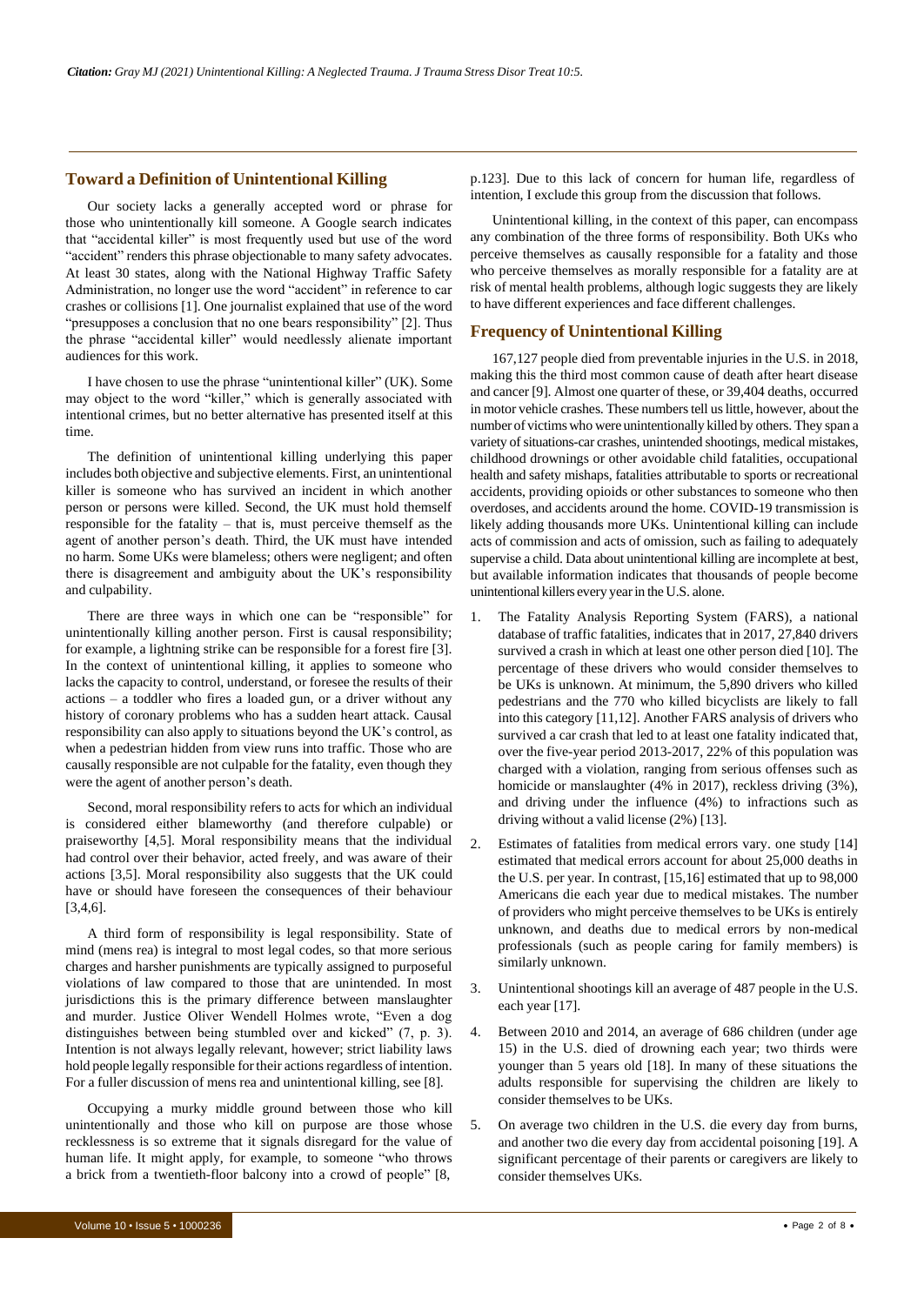## Toward a Definition of Unintentional Killing

Our society lacks a generally accepted word or phrase for those who unintentionally kill someone. A Google search indicates that "accidental killer" is most frequently used but use of the word "accident" renders this phrase objectionable to many safety advocates. At least 30 states, along with the National Highway Traffic Safety Administration, no longer use the word "accident" in reference to car crashes or collisions [1]. One journalist explained that use of the word "presupposes a conclusion that no one bears responsibility" [2]. Thus the phrase "accidental killer" would needlessly alienate important audiences for this work.

I have chosen to use the phrase "unintentional killer" (UK). Some may object to the word "killer," which is generally associated with intentional crimes, but no better alternative has presented itself at this time.

The definition of unintentional killing underlying this paper includes both objective and subjective elements. First, an unintentional killer is someone who has survived an incident in which another person or persons were killed. Second, the UK must hold themself responsible for the fatality – that is, must perceive themself as the agent of another person's death. Third, the UK must have intended no harm. Some UKs were blameless; others were negligent; and often there is disagreement and ambiguity about the UK's responsibility and culpability.

There are three ways in which one can be "responsible" for unintentionally killing another person. First is causal responsibility; for example, a lightning strike can be responsible for a forest fire [3]. In the context of unintentional killing, it applies to someone who lacks the capacity to control, understand, or foresee the results of their actions – a toddler who fires a loaded gun, or a driver without any history of coronary problems who has a sudden heart attack. Causal responsibility can also apply to situations beyond the UK's control, as when a pedestrian hidden from view runs into traffic. Those who are causally responsible are not culpable for the fatality, even though they were the agent of another person's death.

Second, moral responsibility refers to acts for which an individual is considered either blameworthy (and therefore culpable) or praiseworthy [4,5]. Moral responsibility means that the individual had control over their behavior, acted freely, and was aware of their actions [3,5]. Moral responsibility also suggests that the UK could have or should have foreseen the consequences of their behaviour [3,4,6].

A third form of responsibility is legal responsibility. State of mind (mens rea) is integral to most legal codes, so that more serious charges and harsher punishments are typically assigned to purposeful violations of law compared to those that are unintended. In most jurisdictions this is the primary difference between manslaughter and murder. Justice Oliver Wendell Holmes wrote, "Even a dog distinguishes between being stumbled over and kicked" (7, p. 3). Intention is not always legally relevant, however; strict liability laws hold people legally responsible for their actions regardless of intention. For a fuller discussion of mens rea and unintentional killing, see [8].

Occupying a murky middle ground between those who kill unintentionally and those who kill on purpose are those whose recklessness is so extreme that it signals disregard for the value of human life. It might apply, for example, to someone "who throws a brick from a twentieth-floor balcony into a crowd of people" [8, p.123]. Due to this lack of concern for human life, regardless of intention, I exclude this group from the discussion that follows.

Unintentional killing, in the context of this paper, can encompass any combination of the three forms of responsibility. Both UKs who perceive themselves as causally responsible for a fatality and those who perceive themselves as morally responsible for a fatality are at risk of mental health problems, although logic suggests they are likely to have different experiences and face different challenges.

## Frequency of Unintentional Killing

167,127 people died from preventable injuries in the U.S. in 2018, making this the third most common cause of death after heart disease and cancer [9]. Almost one quarter of these, or 39,404 deaths, occurred in motor vehicle crashes. These numbers tell us little, however, about the number of victims who were unintentionally killed by others. They span a variety of situations-car crashes, unintended shootings, medical mistakes, childhood drownings or other avoidable child fatalities, occupational health and safety mishaps, fatalities attributable to sports or recreational accidents, providing opioids or other substances to someone who then overdoses, and accidents around the home. COVID-19 transmission is likely adding thousands more UKs. Unintentional killing can include acts of commission and acts of omission, such as failing to adequately supervise a child. Data about unintentional killing are incomplete at best, but available information indicates that thousands of people become unintentional killers every year in the U.S. alone.

1. The Fatality Analysis Reporting System (FARS), a national database of traffic fatalities, indicates that in 2017, 27,840 drivers survived a crash in which at least one other person died [10]. The percentage of these drivers who would consider themselves to be UKs is unknown. At minimum, the 5,890 drivers who killed pedestrians and the 770 who killed bicyclists are likely to fall into this category [11,12]. Another FARS analysis of drivers who survived a car crash that led to at least one fatality indicated that, over the five-year period 2013-2017, 22% of this population was charged with a violation, ranging from serious offenses such as homicide or manslaughter (4% in 2017), reckless driving (3%), and driving under the influence (4%) to infractions such as driving without a valid license (2%) [13].
2. Estimates of fatalities from medical errors vary. one study [14] estimated that medical errors account for about 25,000 deaths in the U.S. per year. In contrast, [15,16] estimated that up to 98,000 Americans die each year due to medical mistakes. The number of providers who might perceive themselves to be UKs is entirely unknown, and deaths due to medical errors by non-medical professionals (such as people caring for family members) is similarly unknown.
3. Unintentional shootings kill an average of 487 people in the U.S. each year [17].
4. Between 2010 and 2014, an average of 686 children (under age 15) in the U.S. died of drowning each year; two thirds were younger than 5 years old [18]. In many of these situations the adults responsible for supervising the children are likely to consider themselves to be UKs.
5. On average two children in the U.S. die every day from burns, and another two die every day from accidental poisoning [19]. A significant percentage of their parents or caregivers are likely to consider themselves UKs.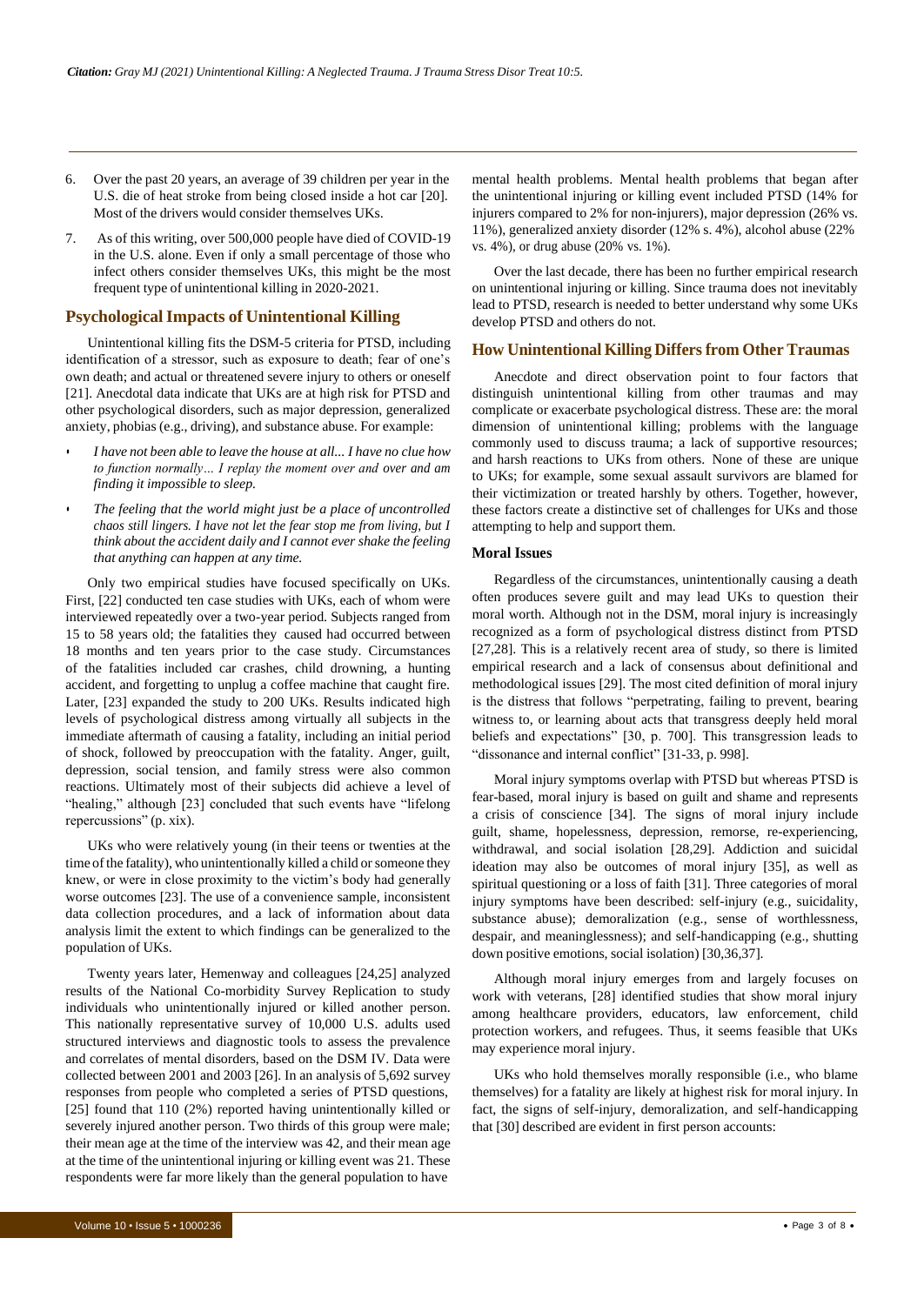6. Over the past 20 years, an average of 39 children per year in the U.S. die of heat stroke from being closed inside a hot car [20]. Most of the drivers would consider themselves UKs.

7. As of this writing, over 500,000 people have died of COVID-19 in the U.S. alone. Even if only a small percentage of those who infect others consider themselves UKs, this might be the most frequent type of unintentional killing in 2020-2021.

## Psychological Impacts of Unintentional Killing

Unintentional killing fits the DSM-5 criteria for PTSD, including identification of a stressor, such as exposure to death; fear of one's own death; and actual or threatened severe injury to others or oneself [21]. Anecdotal data indicate that UKs are at high risk for PTSD and other psychological disorders, such as major depression, generalized anxiety, phobias (e.g., driving), and substance abuse. For example:

- *I have not been able to leave the house at all... I have no clue how to function normally… I replay the moment over and over and am finding it impossible to sleep.*
- *The feeling that the world might just be a place of uncontrolled chaos still lingers. I have not let the fear stop me from living, but I think about the accident daily and I cannot ever shake the feeling that anything can happen at any time.*

Only two empirical studies have focused specifically on UKs. First, [22] conducted ten case studies with UKs, each of whom were interviewed repeatedly over a two-year period. Subjects ranged from 15 to 58 years old; the fatalities they caused had occurred between 18 months and ten years prior to the case study. Circumstances of the fatalities included car crashes, child drowning, a hunting accident, and forgetting to unplug a coffee machine that caught fire. Later, [23] expanded the study to 200 UKs. Results indicated high levels of psychological distress among virtually all subjects in the immediate aftermath of causing a fatality, including an initial period of shock, followed by preoccupation with the fatality. Anger, guilt, depression, social tension, and family stress were also common reactions. Ultimately most of their subjects did achieve a level of "healing," although [23] concluded that such events have "lifelong repercussions" (p. xix).

UKs who were relatively young (in their teens or twenties at the time of the fatality), who unintentionally killed a child or someone they knew, or were in close proximity to the victim's body had generally worse outcomes [23]. The use of a convenience sample, inconsistent data collection procedures, and a lack of information about data analysis limit the extent to which findings can be generalized to the population of UKs.

Twenty years later, Hemenway and colleagues [24,25] analyzed results of the National Co-morbidity Survey Replication to study individuals who unintentionally injured or killed another person. This nationally representative survey of 10,000 U.S. adults used structured interviews and diagnostic tools to assess the prevalence and correlates of mental disorders, based on the DSM IV. Data were collected between 2001 and 2003 [26]. In an analysis of 5,692 survey responses from people who completed a series of PTSD questions, [25] found that 110 (2%) reported having unintentionally killed or severely injured another person. Two thirds of this group were male; their mean age at the time of the interview was 42, and their mean age at the time of the unintentional injuring or killing event was 21. These respondents were far more likely than the general population to have mental health problems. Mental health problems that began after the unintentional injuring or killing event included PTSD (14% for injurers compared to 2% for non-injurers), major depression (26% vs. 11%), generalized anxiety disorder (12% s. 4%), alcohol abuse (22% vs. 4%), or drug abuse (20% vs. 1%).

Over the last decade, there has been no further empirical research on unintentional injuring or killing. Since trauma does not inevitably lead to PTSD, research is needed to better understand why some UKs develop PTSD and others do not.

## How Unintentional Killing Differs from Other Traumas

Anecdote and direct observation point to four factors that distinguish unintentional killing from other traumas and may complicate or exacerbate psychological distress. These are: the moral dimension of unintentional killing; problems with the language commonly used to discuss trauma; a lack of supportive resources; and harsh reactions to UKs from others. None of these are unique to UKs; for example, some sexual assault survivors are blamed for their victimization or treated harshly by others. Together, however, these factors create a distinctive set of challenges for UKs and those attempting to help and support them.

### Moral Issues

Regardless of the circumstances, unintentionally causing a death often produces severe guilt and may lead UKs to question their moral worth. Although not in the DSM, moral injury is increasingly recognized as a form of psychological distress distinct from PTSD [27,28]. This is a relatively recent area of study, so there is limited empirical research and a lack of consensus about definitional and methodological issues [29]. The most cited definition of moral injury is the distress that follows "perpetrating, failing to prevent, bearing witness to, or learning about acts that transgress deeply held moral beliefs and expectations" [30, p. 700]. This transgression leads to "dissonance and internal conflict" [31-33, p. 998].

Moral injury symptoms overlap with PTSD but whereas PTSD is fear-based, moral injury is based on guilt and shame and represents a crisis of conscience [34]. The signs of moral injury include guilt, shame, hopelessness, depression, remorse, re-experiencing, withdrawal, and social isolation [28,29]. Addiction and suicidal ideation may also be outcomes of moral injury [35], as well as spiritual questioning or a loss of faith [31]. Three categories of moral injury symptoms have been described: self-injury (e.g., suicidality, substance abuse); demoralization (e.g., sense of worthlessness, despair, and meaninglessness); and self-handicapping (e.g., shutting down positive emotions, social isolation) [30,36,37].

Although moral injury emerges from and largely focuses on work with veterans, [28] identified studies that show moral injury among healthcare providers, educators, law enforcement, child protection workers, and refugees. Thus, it seems feasible that UKs may experience moral injury.

UKs who hold themselves morally responsible (i.e., who blame themselves) for a fatality are likely at highest risk for moral injury. In fact, the signs of self-injury, demoralization, and self-handicapping that [30] described are evident in first person accounts: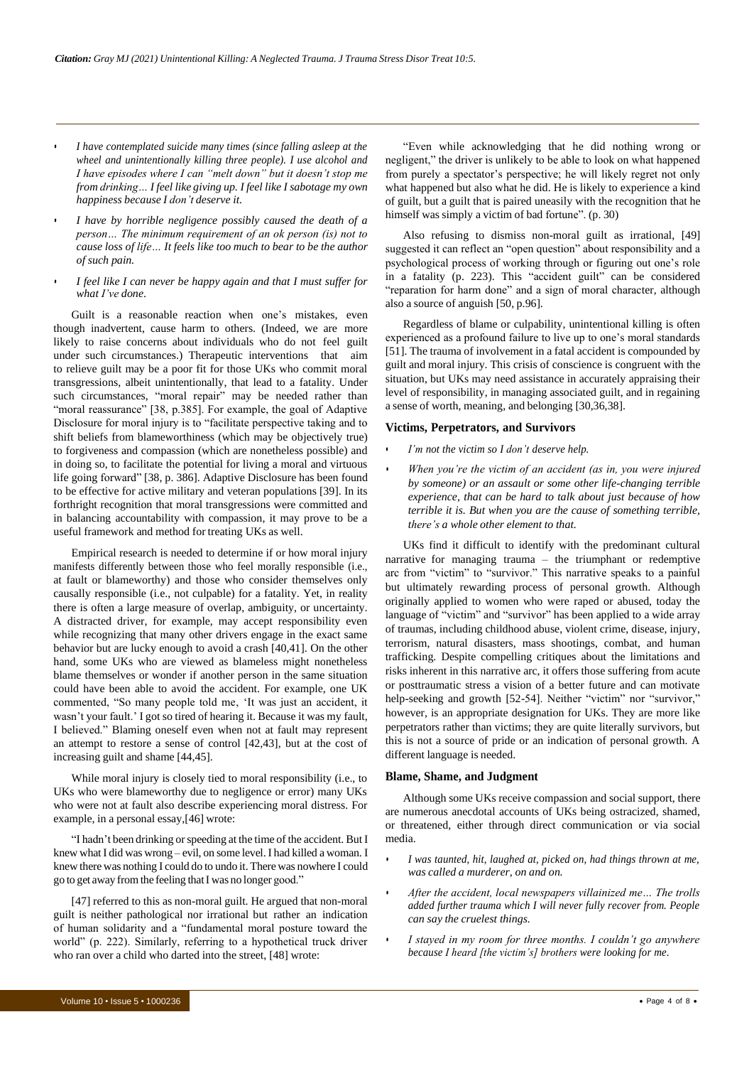- *I have contemplated suicide many times (since falling asleep at the wheel and unintentionally killing three people). I use alcohol and I have episodes where I can "melt down" but it doesn't stop me from drinking… I feel like giving up. I feel like I sabotage my own happiness because I don't deserve it.*
- *I have by horrible negligence possibly caused the death of a person… The minimum requirement of an ok person (is) not to cause loss of life… It feels like too much to bear to be the author of such pain.*
- *I feel like I can never be happy again and that I must suffer for what I've done.*

Guilt is a reasonable reaction when one's mistakes, even though inadvertent, cause harm to others. (Indeed, we are more likely to raise concerns about individuals who do not feel guilt under such circumstances.) Therapeutic interventions that aim to relieve guilt may be a poor fit for those UKs who commit moral transgressions, albeit unintentionally, that lead to a fatality. Under such circumstances, "moral repair" may be needed rather than "moral reassurance" [38, p.385]. For example, the goal of Adaptive Disclosure for moral injury is to "facilitate perspective taking and to shift beliefs from blameworthiness (which may be objectively true) to forgiveness and compassion (which are nonetheless possible) and in doing so, to facilitate the potential for living a moral and virtuous life going forward" [38, p. 386]. Adaptive Disclosure has been found to be effective for active military and veteran populations [39]. In its forthright recognition that moral transgressions were committed and in balancing accountability with compassion, it may prove to be a useful framework and method for treating UKs as well.

Empirical research is needed to determine if or how moral injury manifests differently between those who feel morally responsible (i.e., at fault or blameworthy) and those who consider themselves only causally responsible (i.e., not culpable) for a fatality. Yet, in reality there is often a large measure of overlap, ambiguity, or uncertainty. A distracted driver, for example, may accept responsibility even while recognizing that many other drivers engage in the exact same behavior but are lucky enough to avoid a crash [40,41]. On the other hand, some UKs who are viewed as blameless might nonetheless blame themselves or wonder if another person in the same situation could have been able to avoid the accident. For example, one UK commented, "So many people told me, 'It was just an accident, it wasn't your fault.' I got so tired of hearing it. Because it was my fault, I believed." Blaming oneself even when not at fault may represent an attempt to restore a sense of control [42,43], but at the cost of increasing guilt and shame [44,45].

While moral injury is closely tied to moral responsibility (i.e., to UKs who were blameworthy due to negligence or error) many UKs who were not at fault also describe experiencing moral distress. For example, in a personal essay,[46] wrote:

"I hadn't been drinking or speeding at the time of the accident. But I knew what I did was wrong – evil, on some level. I had killed a woman. I knew there was nothing I could do to undo it. There was nowhere I could go to get away from the feeling that I was no longer good."

[47] referred to this as non-moral guilt. He argued that non-moral guilt is neither pathological nor irrational but rather an indication of human solidarity and a "fundamental moral posture toward the world" (p. 222). Similarly, referring to a hypothetical truck driver who ran over a child who darted into the street, [48] wrote:

"Even while acknowledging that he did nothing wrong or negligent," the driver is unlikely to be able to look on what happened from purely a spectator's perspective; he will likely regret not only what happened but also what he did. He is likely to experience a kind of guilt, but a guilt that is paired uneasily with the recognition that he himself was simply a victim of bad fortune". (p. 30)

Also refusing to dismiss non-moral guilt as irrational, [49] suggested it can reflect an "open question" about responsibility and a psychological process of working through or figuring out one's role in a fatality (p. 223). This "accident guilt" can be considered "reparation for harm done" and a sign of moral character, although also a source of anguish [50, p.96].

Regardless of blame or culpability, unintentional killing is often experienced as a profound failure to live up to one's moral standards [51]. The trauma of involvement in a fatal accident is compounded by guilt and moral injury. This crisis of conscience is congruent with the situation, but UKs may need assistance in accurately appraising their level of responsibility, in managing associated guilt, and in regaining a sense of worth, meaning, and belonging [30,36,38].

### Victims, Perpetrators, and Survivors

- *I'm not the victim so I don't deserve help.*
- *When you're the victim of an accident (as in, you were injured by someone) or an assault or some other life-changing terrible experience, that can be hard to talk about just because of how terrible it is. But when you are the cause of something terrible, there's a whole other element to that.*

UKs find it difficult to identify with the predominant cultural narrative for managing trauma – the triumphant or redemptive arc from "victim" to "survivor." This narrative speaks to a painful but ultimately rewarding process of personal growth. Although originally applied to women who were raped or abused, today the language of "victim" and "survivor" has been applied to a wide array of traumas, including childhood abuse, violent crime, disease, injury, terrorism, natural disasters, mass shootings, combat, and human trafficking. Despite compelling critiques about the limitations and risks inherent in this narrative arc, it offers those suffering from acute or posttraumatic stress a vision of a better future and can motivate help-seeking and growth [52-54]. Neither "victim" nor "survivor," however, is an appropriate designation for UKs. They are more like perpetrators rather than victims; they are quite literally survivors, but this is not a source of pride or an indication of personal growth. A different language is needed.

### Blame, Shame, and Judgment

Although some UKs receive compassion and social support, there are numerous anecdotal accounts of UKs being ostracized, shamed, or threatened, either through direct communication or via social media.

- *I was taunted, hit, laughed at, picked on, had things thrown at me, was called a murderer, on and on.*
- *After the accident, local newspapers villainized me… The trolls added further trauma which I will never fully recover from. People can say the cruelest things.*
- *I stayed in my room for three months. I couldn't go anywhere because I heard [the victim's] brothers were looking for me.*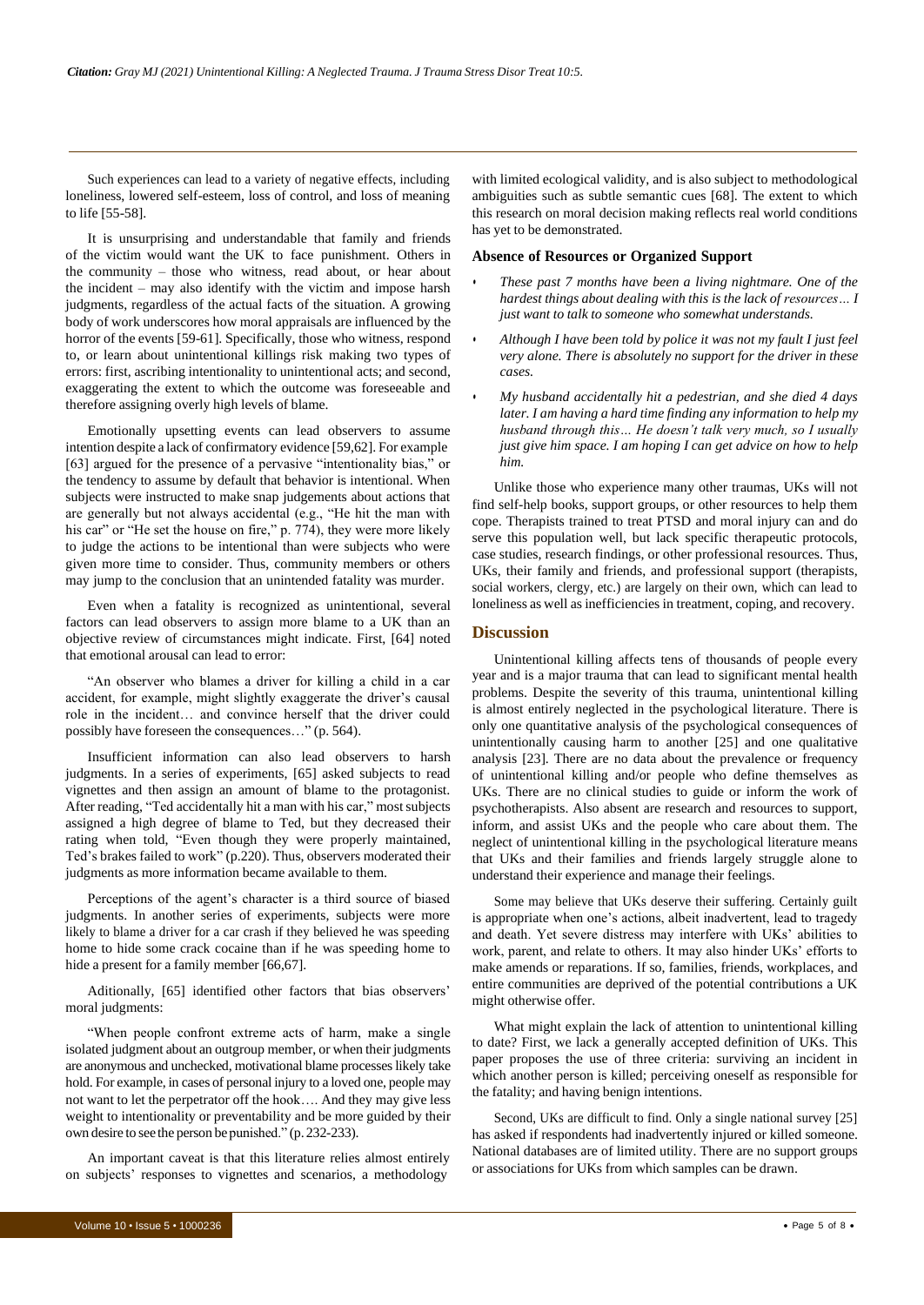Such experiences can lead to a variety of negative effects, including loneliness, lowered self-esteem, loss of control, and loss of meaning to life [55-58].

It is unsurprising and understandable that family and friends of the victim would want the UK to face punishment. Others in the community – those who witness, read about, or hear about the incident – may also identify with the victim and impose harsh judgments, regardless of the actual facts of the situation. A growing body of work underscores how moral appraisals are influenced by the horror of the events [59-61]. Specifically, those who witness, respond to, or learn about unintentional killings risk making two types of errors: first, ascribing intentionality to unintentional acts; and second, exaggerating the extent to which the outcome was foreseeable and therefore assigning overly high levels of blame.

Emotionally upsetting events can lead observers to assume intention despite a lack of confirmatory evidence [59,62]. For example [63] argued for the presence of a pervasive "intentionality bias," or the tendency to assume by default that behavior is intentional. When subjects were instructed to make snap judgements about actions that are generally but not always accidental (e.g., "He hit the man with his car" or "He set the house on fire," p. 774), they were more likely to judge the actions to be intentional than were subjects who were given more time to consider. Thus, community members or others may jump to the conclusion that an unintended fatality was murder.

Even when a fatality is recognized as unintentional, several factors can lead observers to assign more blame to a UK than an objective review of circumstances might indicate. First, [64] noted that emotional arousal can lead to error:

"An observer who blames a driver for killing a child in a car accident, for example, might slightly exaggerate the driver's causal role in the incident… and convince herself that the driver could possibly have foreseen the consequences…" (p. 564).

Insufficient information can also lead observers to harsh judgments. In a series of experiments, [65] asked subjects to read vignettes and then assign an amount of blame to the protagonist. After reading, "Ted accidentally hit a man with his car," most subjects assigned a high degree of blame to Ted, but they decreased their rating when told, "Even though they were properly maintained, Ted's brakes failed to work" (p.220). Thus, observers moderated their judgments as more information became available to them.

Perceptions of the agent's character is a third source of biased judgments. In another series of experiments, subjects were more likely to blame a driver for a car crash if they believed he was speeding home to hide some crack cocaine than if he was speeding home to hide a present for a family member [66,67].

Aditionally, [65] identified other factors that bias observers' moral judgments:

"When people confront extreme acts of harm, make a single isolated judgment about an outgroup member, or when their judgments are anonymous and unchecked, motivational blame processes likely take hold. For example, in cases of personal injury to a loved one, people may not want to let the perpetrator off the hook…. And they may give less weight to intentionality or preventability and be more guided by their own desire to see the person be punished." (p. 232-233).

An important caveat is that this literature relies almost entirely on subjects' responses to vignettes and scenarios, a methodology with limited ecological validity, and is also subject to methodological ambiguities such as subtle semantic cues [68]. The extent to which this research on moral decision making reflects real world conditions has yet to be demonstrated.

### Absence of Resources or Organized Support

- *These past 7 months have been a living nightmare. One of the hardest things about dealing with this is the lack of resources… I just want to talk to someone who somewhat understands.*
- *Although I have been told by police it was not my fault I just feel very alone. There is absolutely no support for the driver in these cases.*
- *My husband accidentally hit a pedestrian, and she died 4 days later. I am having a hard time finding any information to help my husband through this… He doesn't talk very much, so I usually just give him space. I am hoping I can get advice on how to help him.*

Unlike those who experience many other traumas, UKs will not find self-help books, support groups, or other resources to help them cope. Therapists trained to treat PTSD and moral injury can and do serve this population well, but lack specific therapeutic protocols, case studies, research findings, or other professional resources. Thus, UKs, their family and friends, and professional support (therapists, social workers, clergy, etc.) are largely on their own, which can lead to loneliness as well as inefficiencies in treatment, coping, and recovery.

## Discussion

Unintentional killing affects tens of thousands of people every year and is a major trauma that can lead to significant mental health problems. Despite the severity of this trauma, unintentional killing is almost entirely neglected in the psychological literature. There is only one quantitative analysis of the psychological consequences of unintentionally causing harm to another [25] and one qualitative analysis [23]. There are no data about the prevalence or frequency of unintentional killing and/or people who define themselves as UKs. There are no clinical studies to guide or inform the work of psychotherapists. Also absent are research and resources to support, inform, and assist UKs and the people who care about them. The neglect of unintentional killing in the psychological literature means that UKs and their families and friends largely struggle alone to understand their experience and manage their feelings.

Some may believe that UKs deserve their suffering. Certainly guilt is appropriate when one's actions, albeit inadvertent, lead to tragedy and death. Yet severe distress may interfere with UKs' abilities to work, parent, and relate to others. It may also hinder UKs' efforts to make amends or reparations. If so, families, friends, workplaces, and entire communities are deprived of the potential contributions a UK might otherwise offer.

What might explain the lack of attention to unintentional killing to date? First, we lack a generally accepted definition of UKs. This paper proposes the use of three criteria: surviving an incident in which another person is killed; perceiving oneself as responsible for the fatality; and having benign intentions.

Second, UKs are difficult to find. Only a single national survey [25] has asked if respondents had inadvertently injured or killed someone. National databases are of limited utility. There are no support groups or associations for UKs from which samples can be drawn.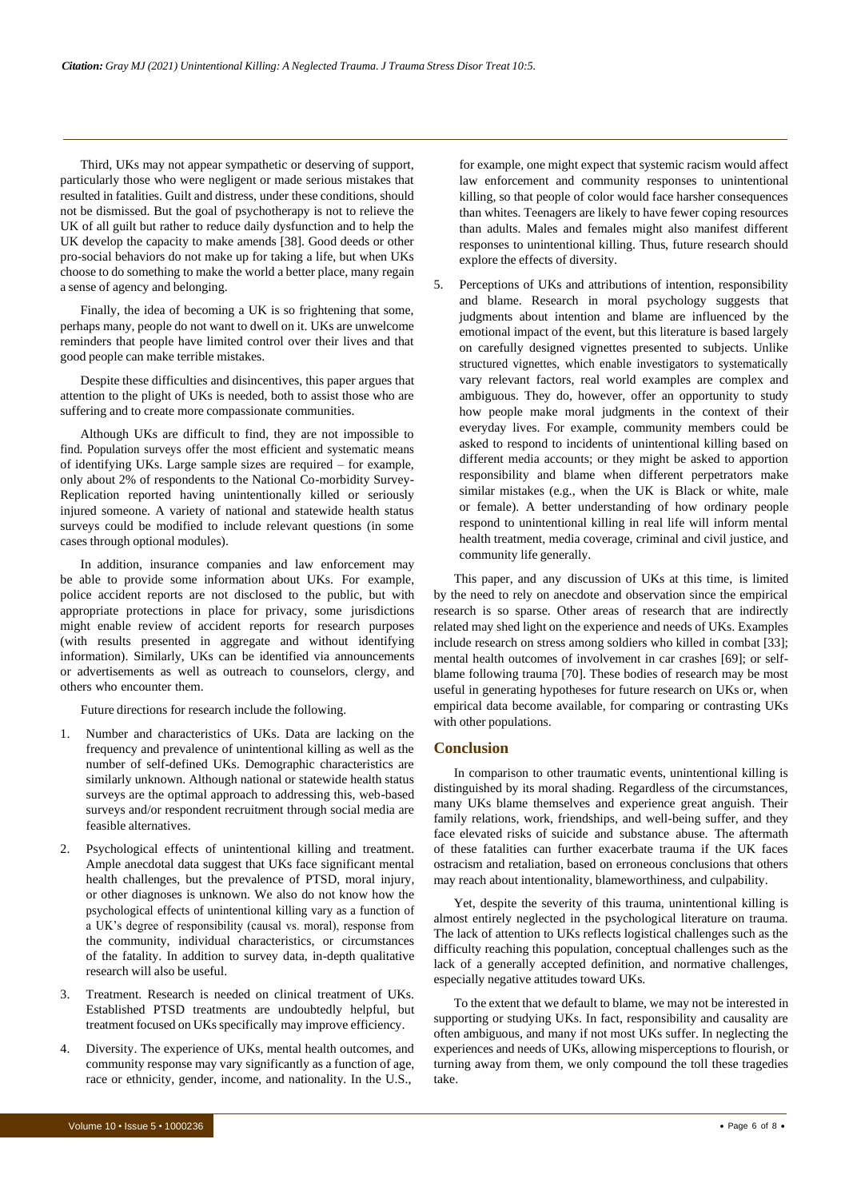Third, UKs may not appear sympathetic or deserving of support, particularly those who were negligent or made serious mistakes that resulted in fatalities. Guilt and distress, under these conditions, should not be dismissed. But the goal of psychotherapy is not to relieve the UK of all guilt but rather to reduce daily dysfunction and to help the UK develop the capacity to make amends [38]. Good deeds or other pro-social behaviors do not make up for taking a life, but when UKs choose to do something to make the world a better place, many regain a sense of agency and belonging.

Finally, the idea of becoming a UK is so frightening that some, perhaps many, people do not want to dwell on it. UKs are unwelcome reminders that people have limited control over their lives and that good people can make terrible mistakes.

Despite these difficulties and disincentives, this paper argues that attention to the plight of UKs is needed, both to assist those who are suffering and to create more compassionate communities.

Although UKs are difficult to find, they are not impossible to find. Population surveys offer the most efficient and systematic means of identifying UKs. Large sample sizes are required – for example, only about 2% of respondents to the National Co-morbidity Survey-Replication reported having unintentionally killed or seriously injured someone. A variety of national and statewide health status surveys could be modified to include relevant questions (in some cases through optional modules).

In addition, insurance companies and law enforcement may be able to provide some information about UKs. For example, police accident reports are not disclosed to the public, but with appropriate protections in place for privacy, some jurisdictions might enable review of accident reports for research purposes (with results presented in aggregate and without identifying information). Similarly, UKs can be identified via announcements or advertisements as well as outreach to counselors, clergy, and others who encounter them.

Future directions for research include the following.

1. Number and characteristics of UKs. Data are lacking on the frequency and prevalence of unintentional killing as well as the number of self-defined UKs. Demographic characteristics are similarly unknown. Although national or statewide health status surveys are the optimal approach to addressing this, web-based surveys and/or respondent recruitment through social media are feasible alternatives.
2. Psychological effects of unintentional killing and treatment. Ample anecdotal data suggest that UKs face significant mental health challenges, but the prevalence of PTSD, moral injury, or other diagnoses is unknown. We also do not know how the psychological effects of unintentional killing vary as a function of a UK's degree of responsibility (causal vs. moral), response from the community, individual characteristics, or circumstances of the fatality. In addition to survey data, in-depth qualitative research will also be useful.
3. Treatment. Research is needed on clinical treatment of UKs. Established PTSD treatments are undoubtedly helpful, but treatment focused on UKs specifically may improve efficiency.
4. Diversity. The experience of UKs, mental health outcomes, and community response may vary significantly as a function of age, race or ethnicity, gender, income, and nationality. In the U.S., for example, one might expect that systemic racism would affect law enforcement and community responses to unintentional killing, so that people of color would face harsher consequences than whites. Teenagers are likely to have fewer coping resources than adults. Males and females might also manifest different responses to unintentional killing. Thus, future research should explore the effects of diversity.
5. Perceptions of UKs and attributions of intention, responsibility and blame. Research in moral psychology suggests that judgments about intention and blame are influenced by the emotional impact of the event, but this literature is based largely on carefully designed vignettes presented to subjects. Unlike structured vignettes, which enable investigators to systematically vary relevant factors, real world examples are complex and ambiguous. They do, however, offer an opportunity to study how people make moral judgments in the context of their everyday lives. For example, community members could be asked to respond to incidents of unintentional killing based on different media accounts; or they might be asked to apportion responsibility and blame when different perpetrators make similar mistakes (e.g., when the UK is Black or white, male or female). A better understanding of how ordinary people respond to unintentional killing in real life will inform mental health treatment, media coverage, criminal and civil justice, and community life generally.

This paper, and any discussion of UKs at this time, is limited by the need to rely on anecdote and observation since the empirical research is so sparse. Other areas of research that are indirectly related may shed light on the experience and needs of UKs. Examples include research on stress among soldiers who killed in combat [33]; mental health outcomes of involvement in car crashes [69]; or self-blame following trauma [70]. These bodies of research may be most useful in generating hypotheses for future research on UKs or, when empirical data become available, for comparing or contrasting UKs with other populations.

## Conclusion

In comparison to other traumatic events, unintentional killing is distinguished by its moral shading. Regardless of the circumstances, many UKs blame themselves and experience great anguish. Their family relations, work, friendships, and well-being suffer, and they face elevated risks of suicide and substance abuse. The aftermath of these fatalities can further exacerbate trauma if the UK faces ostracism and retaliation, based on erroneous conclusions that others may reach about intentionality, blameworthiness, and culpability.

Yet, despite the severity of this trauma, unintentional killing is almost entirely neglected in the psychological literature on trauma. The lack of attention to UKs reflects logistical challenges such as the difficulty reaching this population, conceptual challenges such as the lack of a generally accepted definition, and normative challenges, especially negative attitudes toward UKs.

To the extent that we default to blame, we may not be interested in supporting or studying UKs. In fact, responsibility and causality are often ambiguous, and many if not most UKs suffer. In neglecting the experiences and needs of UKs, allowing misperceptions to flourish, or turning away from them, we only compound the toll these tragedies take.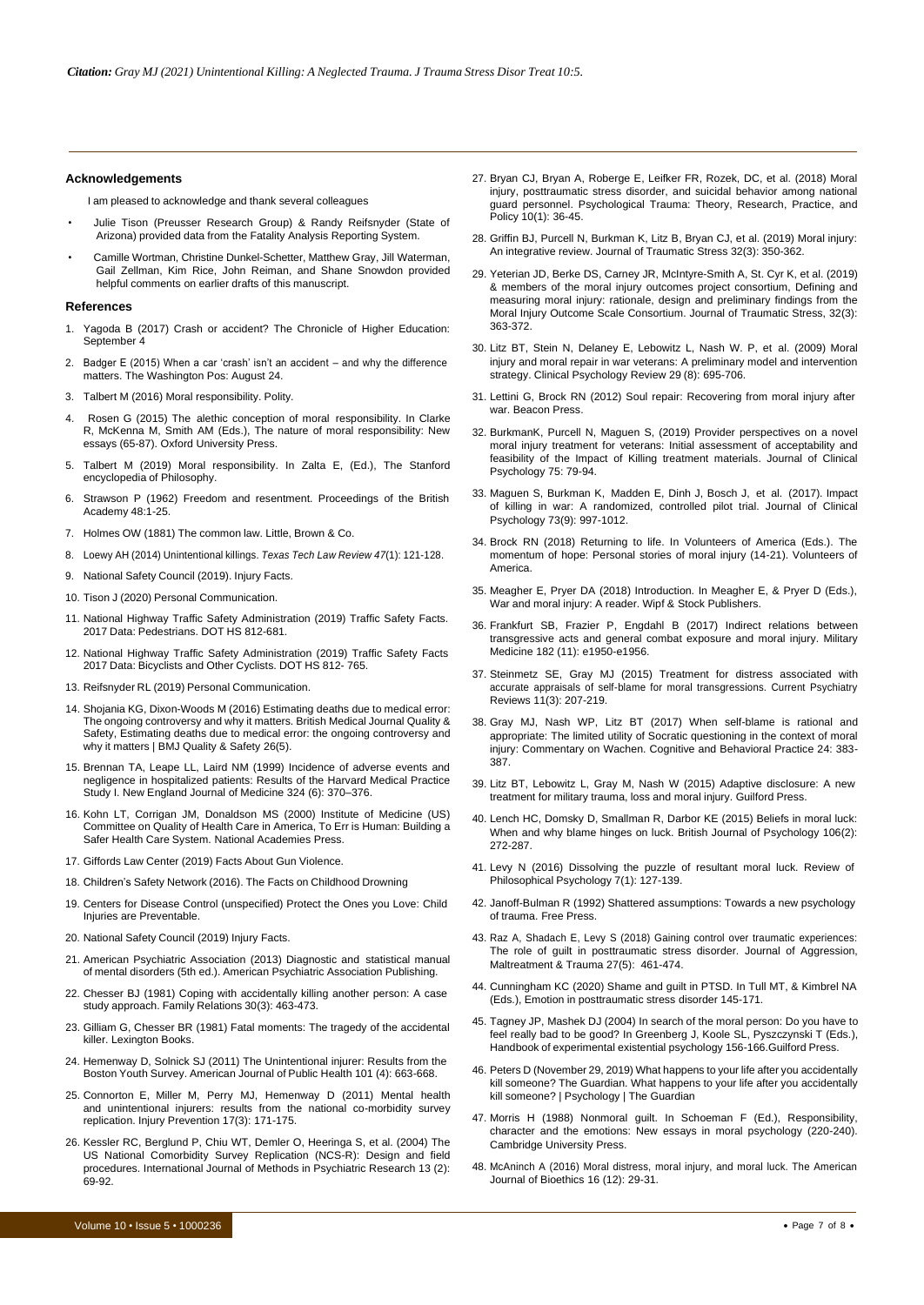## Acknowledgements

I am pleased to acknowledge and thank several colleagues

- Julie Tison (Preusser Research Group) & Randy Reifsnyder (State of Arizona) provided data from the Fatality Analysis Reporting System.
- Camille Wortman, Christine Dunkel-Schetter, Matthew Gray, Jill Waterman, Gail Zellman, Kim Rice, John Reiman, and Shane Snowdon provided helpful comments on earlier drafts of this manuscript.

## References

1. Yagoda B (2017) Crash or accident? The Chronicle of Higher Education: September 4
2. Badger E (2015) When a car 'crash' isn't an accident – and why the difference matters. The Washington Pos: August 24.
3. Talbert M (2016) Moral responsibility. Polity.
4. Rosen G (2015) The alethic conception of moral responsibility. In Clarke R, McKenna M, Smith AM (Eds.), The nature of moral responsibility: New essays (65-87). Oxford University Press.
5. Talbert M (2019) Moral responsibility. In Zalta E, (Ed.), The Stanford encyclopedia of Philosophy.
6. Strawson P (1962) Freedom and resentment. Proceedings of the British Academy 48:1-25.
7. Holmes OW (1881) The common law. Little, Brown & Co.
8. Loewy AH (2014) Unintentional killings. *Texas Tech Law Review 47*(1): 121-128.
9. National Safety Council (2019). Injury Facts.
10. Tison J (2020) Personal Communication.
11. National Highway Traffic Safety Administration (2019) Traffic Safety Facts. 2017 Data: Pedestrians. DOT HS 812-681.
12. National Highway Traffic Safety Administration (2019) Traffic Safety Facts 2017 Data: Bicyclists and Other Cyclists. DOT HS 812- 765.
13. Reifsnyder RL (2019) Personal Communication.
14. Shojania KG, Dixon-Woods M (2016) Estimating deaths due to medical error: The ongoing controversy and why it matters. British Medical Journal Quality & Safety, Estimating deaths due to medical error: the ongoing controversy and why it matters | BMJ Quality & Safety 26(5).
15. Brennan TA, Leape LL, Laird NM (1999) Incidence of adverse events and negligence in hospitalized patients: Results of the Harvard Medical Practice Study I. New England Journal of Medicine 324 (6): 370–376.
16. Kohn LT, Corrigan JM, Donaldson MS (2000) Institute of Medicine (US) Committee on Quality of Health Care in America, To Err is Human: Building a Safer Health Care System. National Academies Press.
17. Giffords Law Center (2019) Facts About Gun Violence.
18. Children's Safety Network (2016). The Facts on Childhood Drowning
19. Centers for Disease Control (unspecified) Protect the Ones you Love: Child Injuries are Preventable.
20. National Safety Council (2019) Injury Facts.
21. American Psychiatric Association (2013) Diagnostic and statistical manual of mental disorders (5th ed.). American Psychiatric Association Publishing.
22. Chesser BJ (1981) Coping with accidentally killing another person: A case study approach. Family Relations 30(3): 463-473.
23. Gilliam G, Chesser BR (1981) Fatal moments: The tragedy of the accidental killer. Lexington Books.
24. Hemenway D, Solnick SJ (2011) The Unintentional injurer: Results from the Boston Youth Survey. American Journal of Public Health 101 (4): 663-668.
25. Connorton E, Miller M, Perry MJ, Hemenway D (2011) Mental health and unintentional injurers: results from the national co-morbidity survey replication. Injury Prevention 17(3): 171-175.
26. Kessler RC, Berglund P, Chiu WT, Demler O, Heeringa S, et al. (2004) The US National Comorbidity Survey Replication (NCS-R): Design and field procedures. International Journal of Methods in Psychiatric Research 13 (2): 69-92.
27. Bryan CJ, Bryan A, Roberge E, Leifker FR, Rozek, DC, et al. (2018) Moral injury, posttraumatic stress disorder, and suicidal behavior among national guard personnel. Psychological Trauma: Theory, Research, Practice, and Policy 10(1): 36-45.
28. Griffin BJ, Purcell N, Burkman K, Litz B, Bryan CJ, et al. (2019) Moral injury: An integrative review. Journal of Traumatic Stress 32(3): 350-362.
29. Yeterian JD, Berke DS, Carney JR, McIntyre-Smith A, St. Cyr K, et al. (2019) & members of the moral injury outcomes project consortium, Defining and measuring moral injury: rationale, design and preliminary findings from the Moral Injury Outcome Scale Consortium. Journal of Traumatic Stress, 32(3): 363-372.
30. Litz BT, Stein N, Delaney E, Lebowitz L, Nash W. P, et al. (2009) Moral injury and moral repair in war veterans: A preliminary model and intervention strategy. Clinical Psychology Review 29 (8): 695-706.
31. Lettini G, Brock RN (2012) Soul repair: Recovering from moral injury after war. Beacon Press.
32. BurkmanK, Purcell N, Maguen S, (2019) Provider perspectives on a novel moral injury treatment for veterans: Initial assessment of acceptability and feasibility of the Impact of Killing treatment materials. Journal of Clinical Psychology 75: 79-94.
33. Maguen S, Burkman K, Madden E, Dinh J, Bosch J, et al. (2017). Impact of killing in war: A randomized, controlled pilot trial. Journal of Clinical Psychology 73(9): 997-1012.
34. Brock RN (2018) Returning to life. In Volunteers of America (Eds.). The momentum of hope: Personal stories of moral injury (14-21). Volunteers of America.
35. Meagher E, Pryer DA (2018) Introduction. In Meagher E, & Pryer D (Eds.), War and moral injury: A reader. Wipf & Stock Publishers.
36. Frankfurt SB, Frazier P, Engdahl B (2017) Indirect relations between transgressive acts and general combat exposure and moral injury. Military Medicine 182 (11): e1950-e1956.
37. Steinmetz SE, Gray MJ (2015) Treatment for distress associated with accurate appraisals of self-blame for moral transgressions. Current Psychiatry Reviews 11(3): 207-219.
38. Gray MJ, Nash WP, Litz BT (2017) When self-blame is rational and appropriate: The limited utility of Socratic questioning in the context of moral injury: Commentary on Wachen. Cognitive and Behavioral Practice 24: 383-387.
39. Litz BT, Lebowitz L, Gray M, Nash W (2015) Adaptive disclosure: A new treatment for military trauma, loss and moral injury. Guilford Press.
40. Lench HC, Domsky D, Smallman R, Darbor KE (2015) Beliefs in moral luck: When and why blame hinges on luck. British Journal of Psychology 106(2): 272-287.
41. Levy N (2016) Dissolving the puzzle of resultant moral luck. Review of Philosophical Psychology 7(1): 127-139.
42. Janoff-Bulman R (1992) Shattered assumptions: Towards a new psychology of trauma. Free Press.
43. Raz A, Shadach E, Levy S (2018) Gaining control over traumatic experiences: The role of guilt in posttraumatic stress disorder. Journal of Aggression, Maltreatment & Trauma 27(5): 461-474.
44. Cunningham KC (2020) Shame and guilt in PTSD. In Tull MT, & Kimbrel NA (Eds.), Emotion in posttraumatic stress disorder 145-171.
45. Tagney JP, Mashek DJ (2004) In search of the moral person: Do you have to feel really bad to be good? In Greenberg J, Koole SL, Pyszczynski T (Eds.), Handbook of experimental existential psychology 156-166.Guilford Press.
46. Peters D (November 29, 2019) What happens to your life after you accidentally kill someone? The Guardian. What happens to your life after you accidentally kill someone? | Psychology | The Guardian
47. Morris H (1988) Nonmoral guilt. In Schoeman F (Ed.), Responsibility, character and the emotions: New essays in moral psychology (220-240). Cambridge University Press.
48. McAninch A (2016) Moral distress, moral injury, and moral luck. The American Journal of Bioethics 16 (12): 29-31.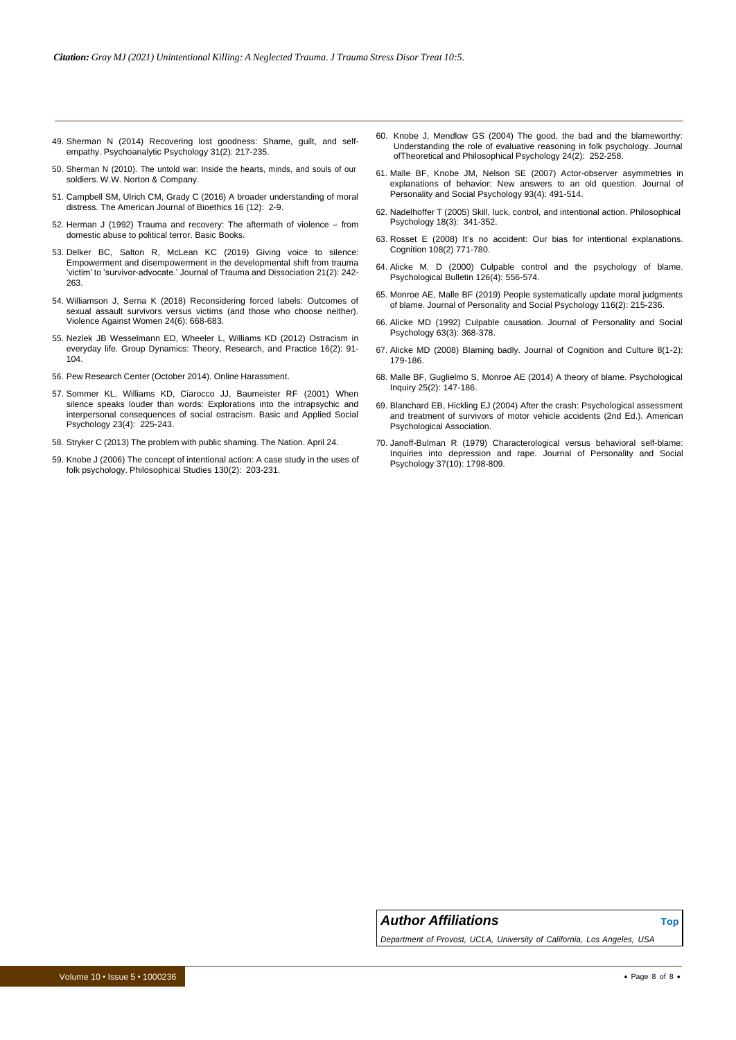49. Sherman N (2014) Recovering lost goodness: Shame, guilt, and self-empathy. Psychoanalytic Psychology 31(2): 217-235.

50. Sherman N (2010). The untold war: Inside the hearts, minds, and souls of our soldiers. W.W. Norton & Company.

51. Campbell SM, Ulrich CM, Grady C (2016) A broader understanding of moral distress. The American Journal of Bioethics 16 (12): 2-9.

52. Herman J (1992) Trauma and recovery: The aftermath of violence – from domestic abuse to political terror. Basic Books.

53. Delker BC, Salton R, McLean KC (2019) Giving voice to silence: Empowerment and disempowerment in the developmental shift from trauma 'victim' to 'survivor-advocate.' Journal of Trauma and Dissociation 21(2): 242-263.

54. Williamson J, Serna K (2018) Reconsidering forced labels: Outcomes of sexual assault survivors versus victims (and those who choose neither). Violence Against Women 24(6): 668-683.

55. Nezlek JB Wesselmann ED, Wheeler L, Williams KD (2012) Ostracism in everyday life. Group Dynamics: Theory, Research, and Practice 16(2): 91-104.

56. Pew Research Center (October 2014). Online Harassment.

57. Sommer KL, Williams KD, Ciarocco JJ, Baumeister RF (2001) When silence speaks louder than words: Explorations into the intrapsychic and interpersonal consequences of social ostracism. Basic and Applied Social Psychology 23(4): 225-243.

58. Stryker C (2013) The problem with public shaming. The Nation. April 24.

59. Knobe J (2006) The concept of intentional action: A case study in the uses of folk psychology. Philosophical Studies 130(2): 203-231.

60. Knobe J, Mendlow GS (2004) The good, the bad and the blameworthy: Understanding the role of evaluative reasoning in folk psychology. Journal ofTheoretical and Philosophical Psychology 24(2): 252-258.

61. Malle BF, Knobe JM, Nelson SE (2007) Actor-observer asymmetries in explanations of behavior: New answers to an old question. Journal of Personality and Social Psychology 93(4): 491-514.

62. Nadelhoffer T (2005) Skill, luck, control, and intentional action. Philosophical Psychology 18(3): 341-352.

63. Rosset E (2008) It's no accident: Our bias for intentional explanations. Cognition 108(2) 771-780.

64. Alicke M. D (2000) Culpable control and the psychology of blame. Psychological Bulletin 126(4): 556-574.

65. Monroe AE, Malle BF (2019) People systematically update moral judgments of blame. Journal of Personality and Social Psychology 116(2): 215-236.

66. Alicke MD (1992) Culpable causation. Journal of Personality and Social Psychology 63(3): 368-378.

67. Alicke MD (2008) Blaming badly. Journal of Cognition and Culture 8(1-2): 179-186.

68. Malle BF, Guglielmo S, Monroe AE (2014) A theory of blame. Psychological Inquiry 25(2): 147-186.

69. Blanchard EB, Hickling EJ (2004) After the crash: Psychological assessment and treatment of survivors of motor vehicle accidents (2nd Ed.). American Psychological Association.

70. Janoff-Bulman R (1979) Characterological versus behavioral self-blame: Inquiries into depression and rape. Journal of Personality and Social Psychology 37(10): 1798-809.

## *Author Affiliations*

*Department of Provost, UCLA, University of California, Los Angeles, USA*